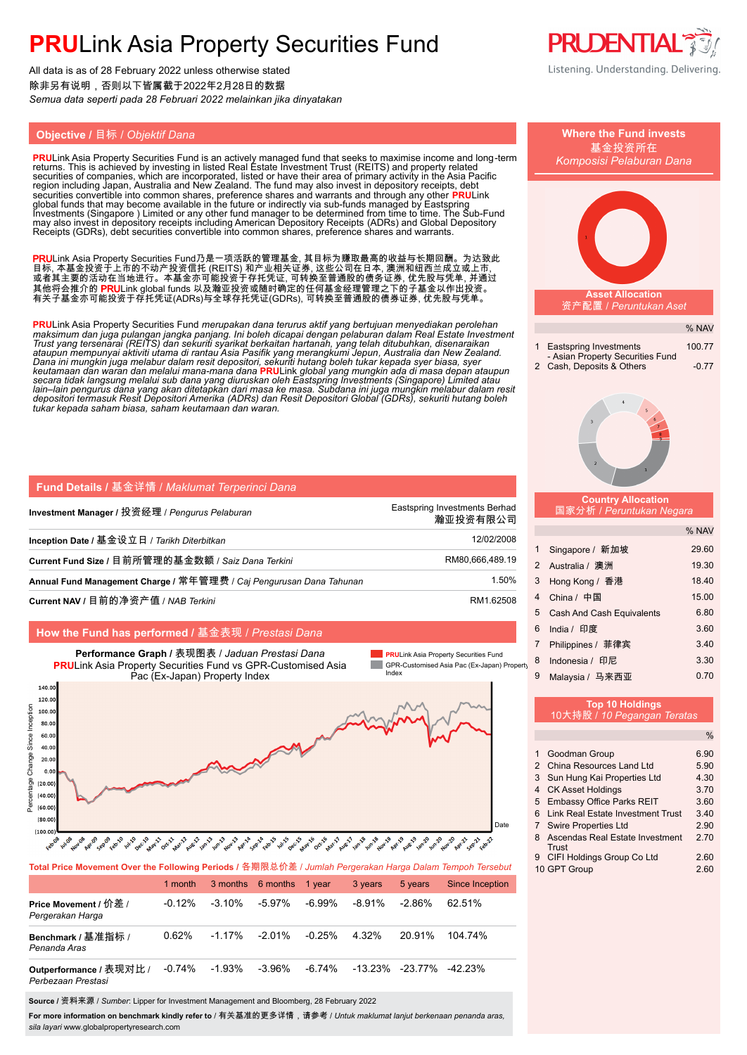# PRULink Asia Property Securities Fund

All data is as of 28 February 2022 unless otherwise stated
除非另有说明，否则以下皆属截于2022年2月28日的数据
*Semua data seperti pada 28 Februari 2022 melainkan jika dinyatakan*

## Objective / 目标 / *Objektif Dana*

**PRU**Link Asia Property Securities Fund is an actively managed fund that seeks to maximise income and long-term returns. This is achieved by investing in listed Real Estate Investment Trust (REITS) and property related securities of companies, which are incorporated, listed or have their area of primary activity in the Asia Pacific region including Japan, Australia and New Zealand. The fund may also invest in depository receipts, debt securities convertible into common shares, preference shares and warrants and through any other **PRU**Link global funds that may become available in the future or indirectly via sub-funds managed by Eastspring Investments (Singapore ) Limited or any other fund manager to be determined from time to time. The Sub-Fund may also invest in depository receipts including American Depository Receipts (ADRs) and Global Depository Receipts (GDRs), debt securities convertible into common shares, preference shares and warrants.

**PRU**Link Asia Property Securities Fund乃是一项活跃的管理基金, 其目标为赚取最高的收益与长期回酬。为达致此目标, 本基金投资于上市的不动产投资信托 (REITS) 和产业相关证券, 这些公司在日本, 澳洲和纽西兰成立或上市, 或者其主要的活动在当地进行。本基金亦可能投资于存托凭证, 可转换至普通股的债务证券, 优先股与凭单, 并通过其他将会推介的 **PRU**Link global funds 以及瀚亚投资或随时确定的任何基金经理管理之下的子基金以作出投资。有关子基金亦可能投资于存托凭证(ADRs)与全球存托凭证(GDRs), 可转换至普通股的债券证券, 优先股与凭单。

*__PRU__Link Asia Property Securities Fund merupakan dana terurus aktif yang bertujuan menyediakan perolehan maksimum dan juga pulangan jangka panjang. Ini boleh dicapai dengan pelaburan dalam Real Estate Investment Trust yang tersenarai (REITS) dan sekuriti syarikat berkaitan hartanah, yang telah ditubuhkan, disenaraikan ataupun mempunyai aktiviti utama di rantau Asia Pasifik yang merangkumi Jepun, Australia dan New Zealand. Dana ini mungkin juga melabur dalam resit depositori, sekuriti hutang boleh tukar kepada syer biasa, syer keutamaan dan waran dan melalui mana-mana dana __PRU__Link global yang mungkin ada di masa depan ataupun secara tidak langsung melalui sub dana yang diuruskan oleh Eastspring Investments (Singapore) Limited atau lain–lain pengurus dana yang akan ditetapkan dari masa ke masa. Subdana ini juga mungkin melabur dalam resit depositori termasuk Resit Depositori Amerika (ADRs) dan Resit Depositori Global (GDRs), sekuriti hutang boleh tukar kepada saham biasa, saham keutamaan dan waran.*

## Fund Details / 基金详情 / *Maklumat Terperinci Dana*

| | |
|---|---|
| **Investment Manager** / 投资经理 / *Pengurus Pelaburan* | Eastspring Investments Berhad 瀚亚投资有限公司 |
| **Inception Date** / 基金设立日 / *Tarikh Diterbitkan* | 12/02/2008 |
| **Current Fund Size** / 目前所管理的基金数额 / *Saiz Dana Terkini* | RM80,666,489.19 |
| **Annual Fund Management Charge** / 常年管理费 / *Caj Pengurusan Dana Tahunan* | 1.50% |
| **Current NAV** / 目前的净资产值 / *NAB Terkini* | RM1.62508 |

## How the Fund has performed / 基金表现 / *Prestasi Dana*

**Performance Graph** / 表现图表 / *Jaduan Prestasi Dana*
**PRU**Link Asia Property Securities Fund vs GPR-Customised Asia Pac (Ex-Japan) Property Index

**Total Price Movement Over the Following Periods** / 各期限总价差 / *Jumlah Pergerakan Harga Dalam Tempoh Tersebut*

| | 1 month | 3 months | 6 months | 1 year | 3 years | 5 years | Since Inception |
|---|---|---|---|---|---|---|---|
| **Price Movement** / 价差 / *Pergerakan Harga* | -0.12% | -3.10% | -5.97% | -6.99% | -8.91% | -2.86% | 62.51% |
| **Benchmark** / 基准指标 / *Penanda Aras* | 0.62% | -1.17% | -2.01% | -0.25% | 4.32% | 20.91% | 104.74% |
| **Outperformance** / 表现对比 / *Perbezaan Prestasi* | -0.74% | -1.93% | -3.96% | -6.74% | -13.23% | -23.77% | -42.23% |

**Source** / 资料来源 / *Sumber*: Lipper for Investment Management and Bloomberg, 28 February 2022

**For more information on benchmark kindly refer to** / 有关基准的更多详情，请参考 / *Untuk maklumat lanjut berkenaan penanda aras, sila layari* www.globalpropertyresearch.com

## Where the Fund invests / 基金投资所在 / *Komposisi Pelaburan Dana*

### Asset Allocation / 资产配置 / *Peruntukan Aset*

| | | % NAV |
|---|---|---|
| 1 | Eastspring Investments - Asian Property Securities Fund | 100.77 |
| 2 | Cash, Deposits & Others | -0.77 |

### Country Allocation / 国家分析 / *Peruntukan Negara*

| | | % NAV |
|---|---|---|
| 1 | Singapore / 新加坡 | 29.60 |
| 2 | Australia / 澳洲 | 19.30 |
| 3 | Hong Kong / 香港 | 18.40 |
| 4 | China / 中国 | 15.00 |
| 5 | Cash And Cash Equivalents | 6.80 |
| 6 | India / 印度 | 3.60 |
| 7 | Philippines / 菲律宾 | 3.40 |
| 8 | Indonesia / 印尼 | 3.30 |
| 9 | Malaysia / 马来西亚 | 0.70 |

### Top 10 Holdings / 10大持股 / *10 Pegangan Teratas*

| | | % |
|---|---|---|
| 1 | Goodman Group | 6.90 |
| 2 | China Resources Land Ltd | 5.90 |
| 3 | Sun Hung Kai Properties Ltd | 4.30 |
| 4 | CK Asset Holdings | 3.70 |
| 5 | Embassy Office Parks REIT | 3.60 |
| 6 | Link Real Estate Investment Trust | 3.40 |
| 7 | Swire Properties Ltd | 2.90 |
| 8 | Ascendas Real Estate Investment Trust | 2.70 |
| 9 | CIFI Holdings Group Co Ltd | 2.60 |
| 10 | GPT Group | 2.60 |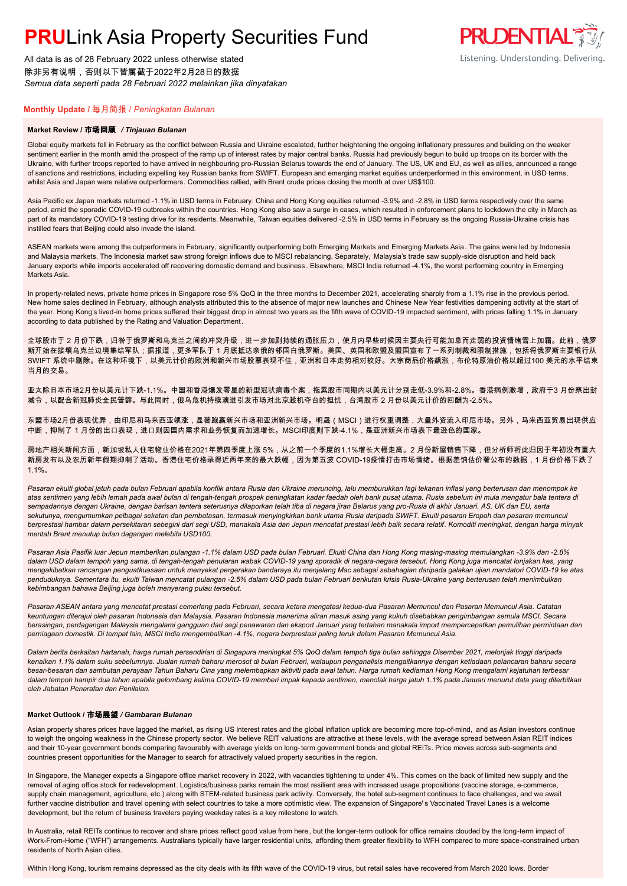# PRULink Asia Property Securities Fund

All data is as of 28 February 2022 unless otherwise stated
除非另有说明，否则以下皆属截于2022年2月28日的数据
*Semua data seperti pada 28 Februari 2022 melainkan jika dinyatakan*

## Monthly Update / 每月简报 / *Peningkatan Bulanan*

### Market Review / 市场回顾 / *Tinjauan Bulanan*

Global equity markets fell in February as the conflict between Russia and Ukraine escalated, further heightening the ongoing inflationary pressures and building on the weaker sentiment earlier in the month amid the prospect of the ramp up of interest rates by major central banks. Russia had previously begun to build up troops on its border with the Ukraine, with further troops reported to have arrived in neighbouring pro-Russian Belarus towards the end of January. The US, UK and EU, as well as allies, announced a range of sanctions and restrictions, including expelling key Russian banks from SWIFT. European and emerging market equities underperformed in this environment, in USD terms, whilst Asia and Japan were relative outperformers. Commodities rallied, with Brent crude prices closing the month at over US$100.

Asia Pacific ex Japan markets returned -1.1% in USD terms in February. China and Hong Kong equities returned -3.9% and -2.8% in USD terms respectively over the same period, amid the sporadic COVID-19 outbreaks within the countries. Hong Kong also saw a surge in cases, which resulted in enforcement plans to lockdown the city in March as part of its mandatory COVID-19 testing drive for its residents. Meanwhile, Taiwan equities delivered -2.5% in USD terms in February as the ongoing Russia-Ukraine crisis has instilled fears that Beijing could also invade the island.

ASEAN markets were among the outperformers in February, significantly outperforming both Emerging Markets and Emerging Markets Asia. The gains were led by Indonesia and Malaysia markets. The Indonesia market saw strong foreign inflows due to MSCI rebalancing. Separately, Malaysia's trade saw supply-side disruption and held back January exports while imports accelerated off recovering domestic demand and business. Elsewhere, MSCI India returned -4.1%, the worst performing country in Emerging Markets Asia.

In property-related news, private home prices in Singapore rose 5% QoQ in the three months to December 2021, accelerating sharply from a 1.1% rise in the previous period. New home sales declined in February, although analysts attributed this to the absence of major new launches and Chinese New Year festivities dampening activity at the start of the year. Hong Kong's lived-in home prices suffered their biggest drop in almost two years as the fifth wave of COVID-19 impacted sentiment, with prices falling 1.1% in January according to data published by the Rating and Valuation Department.

全球股市于 2 月份下跌，归咎于俄罗斯和乌克兰之间的冲突升级，进一步加剧持续的通胀压力，使月内早些时候因主要央行可能加息而走弱的投资情绪雪上加霜。此前，俄罗斯开始在接壤乌克兰边境集结军队；据报道，更多军队于 1 月底抵达亲俄的邻国白俄罗斯。美国、英国和欧盟及盟国宣布了一系列制裁和限制措施，包括将俄罗斯主要银行从 SWIFT 系统中剔除。在这种环境下，以美元计价的欧洲和新兴市场股票表现不佳，亚洲和日本走势相对较好。大宗商品价格飙涨，布伦特原油价格以超过100 美元的水平结束当月的交易。

亚太除日本市场2月份以美元计下跌-1.1%。中国和香港爆发零星的新型冠状病毒个案，拖累股市同期内以美元计分别走低-3.9%和-2.8%。香港病例激增，政府于3 月份祭出封城令，以配合新冠肺炎全民普筛。与此同时，俄乌危机持续演进引发市场对北京趁机夺台的担忧，台湾股市 2 月份以美元计价的回酬为-2.5%。

东盟市场2月份表现优异，由印尼和马来西亚领涨，显著跑赢新兴市场和亚洲新兴市场。明晟（MSCI）进行权重调整，大量外资流入印尼市场。另外，马来西亚贸易出现供应中断，抑制了 1 月份的出口表现，进口则因国内需求和业务恢复而加速增长。MSCI印度则下跌-4.1%，是亚洲新兴市场表下最逊色的国家。

房地产相关新闻方面，新加坡私人住宅物业价格在2021年第四季度上涨 5%，从之前一个季度的1.1%增长大幅走高。2 月份新屋销售下降，但分析师将此归因于年初没有重大新房发布以及农历新年假期抑制了活动。香港住宅价格录得近两年来的最大跌幅，因为第五波 COVID-19疫情打击市场情绪。根据差饷估价署公布的数据，1 月份价格下跌了 1.1%。

*Pasaran ekuiti global jatuh pada bulan Februari apabila konflik antara Rusia dan Ukraine meruncing, lalu memburukkan lagi tekanan inflasi yang berterusan dan menompok ke atas sentimen yang lebih lemah pada awal bulan di tengah-tengah prospek peningkatan kadar faedah oleh bank pusat utama. Rusia sebelum ini mula mengatur bala tentera di sempadannya dengan Ukraine, dengan barisan tentera seterusnya dilaporkan telah tiba di negara jiran Belarus yang pro-Rusia di akhir Januari. AS, UK dan EU, serta sekutunya, mengumumkan pelbagai sekatan dan pembatasan, termasuk menyingkirkan bank utama Rusia daripada SWIFT. Ekuiti pasaran Eropah dan pasaran memuncul berprestasi hambar dalam persekitaran sebegini dari segi USD, manakala Asia dan Jepun mencatat prestasi lebih baik secara relatif. Komoditi meningkat, dengan harga minyak mentah Brent menutup bulan dagangan melebihi USD100.*

*Pasaran Asia Pasifik luar Jepun memberikan pulangan -1.1% dalam USD pada bulan Februari. Ekuiti China dan Hong Kong masing-masing memulangkan -3.9% dan -2.8% dalam USD dalam tempoh yang sama, di tengah-tengah penularan wabak COVID-19 yang sporadik di negara-negara tersebut. Hong Kong juga mencatat lonjakan kes, yang mengakibatkan rancangan penguatkuasaan untuk menyekat pergerakan bandaraya itu menjelang Mac sebagai sebahagian daripada galakan ujian mandatori COVID-19 ke atas penduduknya. Sementara itu, ekuiti Taiwan mencatat pulangan -2.5% dalam USD pada bulan Februari berikutan krisis Rusia-Ukraine yang berterusan telah menimbulkan kebimbangan bahawa Beijing juga boleh menyerang pulau tersebut.*

*Pasaran ASEAN antara yang mencatat prestasi cemerlang pada Februari, secara ketara mengatasi kedua-dua Pasaran Memuncul dan Pasaran Memuncul Asia. Catatan keuntungan diteraju oleh pasaran Indonesia dan Malaysia. Pasaran Indonesia menerima aliran masuk asing yang kukuh disebabkan pengimbangan semula MSCI. Secara berasingan, perdagangan Malaysia mengalami gangguan dari segi penawaran dan eksport Januari yang tertahan manakala import mempercepatkan pemulihan permintaan dan perniagaan domestik. Di tempat lain, MSCI India mengembalikan -4.1%, negara berprestasi paling teruk dalam Pasaran Memuncul Asia.*

*Dalam berita berkaitan hartanah, harga rumah persendirian di Singapura meningkat 5% QoQ dalam tempoh tiga bulan sehingga Disember 2021, melonjak tinggi daripada kenaikan 1.1% dalam suku sebelumnya. Jualan rumah baharu merosot di bulan Februari, walaupun penganalisis mengaitkannya dengan ketiadaan pelancaran baharu secara besar-besaran dan sambutan perayaan Tahun Baharu Cina yang melembapkan aktiviti pada awal tahun. Harga rumah kediaman Hong Kong mengalami kejatuhan terbesar dalam tempoh hampir dua tahun apabila gelombang kelima COVID-19 memberi impak kepada sentimen, menolak harga jatuh 1.1% pada Januari menurut data yang diterbitkan oleh Jabatan Penarafan dan Penilaian.*

### Market Outlook / 市场展望 / *Gambaran Bulanan*

Asian property shares prices have lagged the market, as rising US interest rates and the global inflation uptick are becoming more top-of-mind, and as Asian investors continue to weigh the ongoing weakness in the Chinese property sector. We believe REIT valuations are attractive at these levels, with the average spread between Asian REIT indices and their 10-year government bonds comparing favourably with average yields on long-term government bonds and global REITs. Price moves across sub-segments and countries present opportunities for the Manager to search for attractively valued property securities in the region.

In Singapore, the Manager expects a Singapore office market recovery in 2022, with vacancies tightening to under 4%. This comes on the back of limited new supply and the removal of aging office stock for redevelopment. Logistics/business parks remain the most resilient area with increased usage propositions (vaccine storage, e-commerce, supply chain management, agriculture, etc.) along with STEM-related business park activity. Conversely, the hotel sub-segment continues to face challenges, and we await further vaccine distribution and travel opening with select countries to take a more optimistic view. The expansion of Singapore's Vaccinated Travel Lanes is a welcome development, but the return of business travelers paying weekday rates is a key milestone to watch.

In Australia, retail REITs continue to recover and share prices reflect good value from here, but the longer-term outlook for office remains clouded by the long-term impact of Work-From-Home ("WFH") arrangements. Australians typically have larger residential units, affording them greater flexibility to WFH compared to more space-constrained urban residents of North Asian cities.

Within Hong Kong, tourism remains depressed as the city deals with its fifth wave of the COVID-19 virus, but retail sales have recovered from March 2020 lows. Border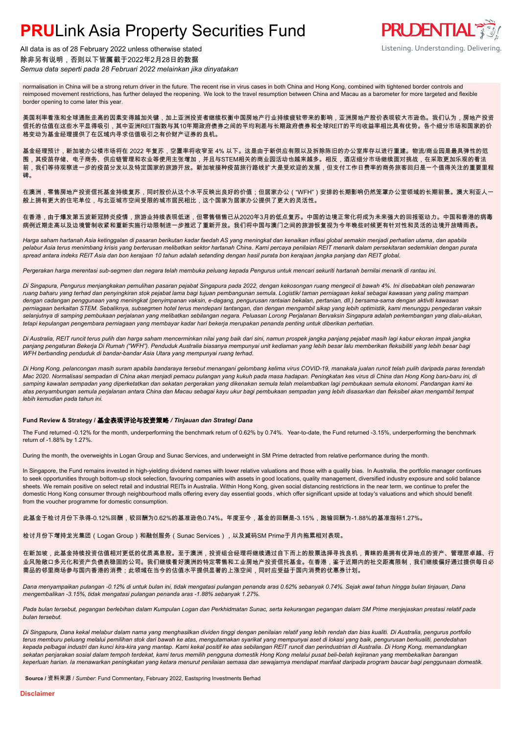normalisation in China will be a strong return driver in the future. The recent rise in virus cases in both China and Hong Kong, combined with tightened border controls and reimposed movement restrictions, has further delayed the reopening. We look to the travel resumption between China and Macau as a barometer for more targeted and flexible border opening to come later this year.

美国利率看涨和全球通胀走高的因素变得越加关键，加上亚洲投资者继续权衡中国房地产行业持续疲软带来的影响，亚洲房地产股价表现较大市逊色。我们认为，房地产投资信托的估值在这些水平显得吸引，其中亚洲REIT指数与其10年期政府债券之间的平均利差与长期政府债券和全球REIT的平均收益率相比具有优势。各个细分市场和国家的价格变动为基金经理提供了在区域内寻求估值吸引之有价财产证券的良机。

基金经理预计，新加坡办公楼市场将在 2022 年复苏，空置率将收窄至 4% 以下。这是由于新供应有限以及拆除陈旧的办公室库存以进行重建。物流/商业园是最具弹性的范围，其疫苗存储、电子商务、供应链管理和农业等使用主张增加，并且与STEM相关的商业园活动也越来越多。相反，酒店细分市场继续面对挑战，在采取更加乐观的看法前，我们等待观察进一步的疫苗分发以及特定国家的旅游开放。新加坡接种疫苗旅行路线扩大是受欢迎的发展，但支付工作日费率的商务旅客回归是一个值得关注的重要里程碑。

在澳洲，零售房地产投资信托基金持续复苏，同时股价从这个水平反映出良好的价值；但居家办公（"WFH"）安排的长期影响仍然笼罩办公室领域的长期前景。澳大利亚人一般上拥有更大的住宅单位，与北亚城市空间受限的城市居民相比，这个国家为居家办公提供了更大的灵活性。

在香港，由于爆发第五波新冠肺炎疫情，旅游业持续表现低迷，但零售销售已从2020年3月的低点复苏。中国的边境正常化将成为未来强大的回报驱动力。中国和香港的病毒病例近期走高以及边境管制收紧和重新实施行动限制进一步推迟了重新开放。我们将中国与澳门之间的旅游恢复视为今年晚些时候更有针对性和灵活的边境开放晴雨表。

*Harga saham hartanah Asia ketinggalan di pasaran berikutan kadar faedah AS yang meningkat dan kenaikan inflasi global semakin menjadi perhatian utama, dan apabila pelabur Asia terus menimbang krisis yang berterusan melibatkan sektor hartanah China. Kami percaya penilaian REIT menarik dalam persekitaran sedemikian dengan purata spread antara indeks REIT Asia dan bon kerajaan 10 tahun adalah setanding dengan hasil purata bon kerajaan jangka panjang dan REIT global.*

*Pergerakan harga merentasi sub-segmen dan negara telah membuka peluang kepada Pengurus untuk mencari sekuriti hartanah bernilai menarik di rantau ini.*

*Di Singapura, Pengurus menjangkakan pemulihan pasaran pejabat Singapura pada 2022, dengan kekosongan ruang mengecil di bawah 4%. Ini disebabkan oleh penawaran ruang baharu yang terhad dan penyingkiran stok pejabat lama bagi tujuan pembangunan semula. Logistik/ taman perniagaan kekal sebagai kawasan yang paling mampan dengan cadangan penggunaan yang meningkat (penyimpanan vaksin, e-dagang, pengurusan rantaian bekalan, pertanian, dll.) bersama-sama dengan aktiviti kawasan perniagaan berkaitan STEM. Sebaliknya, subsegmen hotel terus mendepani tantangan, dan dengan mengambil sikap yang lebih optimistik, kami menunggu pengedaran vaksin selanjutnya di samping pembukaan perjalanan yang melibatkan sebilangan negara. Peluasan Lorong Perjalanan Bervaksin Singapura adalah perkembangan yang dialu-alukan, tetapi kepulangan pengembara perniagaan yang membayar kadar hari bekerja merupakan penanda penting untuk diberikan perhatian.*

*Di Australia, REIT runcit terus pulih dan harga saham mencerminkan nilai yang baik dari sini, namun prospek jangka panjang pejabat masih lagi kabur ekoran impak jangka panjang pengaturan Bekerja Di Rumah ("WFH"). Penduduk Australia biasanya mempunyai unit kediaman yang lebih besar lalu memberikan fleksibiliti yang lebih besar bagi WFH berbanding penduduk di bandar-bandar Asia Utara yang mempunyai ruang terhad.*

*Di Hong Kong, pelancongan masih suram apabila bandaraya tersebut menangani gelombang kelima virus COVID-19, manakala jualan runcit telah pulih daripada paras terendah Mac 2020. Normalisasi sempadan di China akan menjadi pemacu pulangan yang kukuh pada masa hadapan. Peningkatan kes virus di China dan Hong Kong baru-baru ini, di samping kawalan sempadan yang diperketatkan dan sekatan pergerakan yang dikenakan semula telah melambatkan lagi pembukaan semula ekonomi. Pandangan kami ke atas penyambungan semula perjalanan antara China dan Macau sebagai kayu ukur bagi pembukaan sempadan yang lebih disasarkan dan fleksibel akan mengambil tempat lebih kemudian pada tahun ini.*

**Fund Review & Strategy / 基金表现评论与投资策略 / *Tinjauan dan Strategi Dana***

The Fund returned -0.12% for the month, underperforming the benchmark return of 0.62% by 0.74%. Year-to-date, the Fund returned -3.15%, underperforming the benchmark return of -1.88% by 1.27%.

During the month, the overweights in Logan Group and Sunac Services, and underweight in SM Prime detracted from relative performance during the month.

In Singapore, the Fund remains invested in high-yielding dividend names with lower relative valuations and those with a quality bias. In Australia, the portfolio manager continues to seek opportunities through bottom-up stock selection, favouring companies with assets in good locations, quality management, diversified industry exposure and solid balance sheets. We remain positive on select retail and industrial REITs in Australia. Within Hong Kong, given social distancing restrictions in the near term, we continue to prefer the domestic Hong Kong consumer through neighbourhood malls offering every day essential goods, which offer significant upside at today's valuations and which should benefit from the voucher programme for domestic consumption.

此基金于检讨月份下录得-0.12%回酬，较回酬为0.62%的基准逊色0.74%。年度至今，基金的回酬是-3.15%，跑输回酬为-1.88%的基准指标1.27%。

检讨月份下增持龙光集团（Logan Group）和融创服务（Sunac Services），以及减码SM Prime于月内拖累相对表现。

在新加坡，此基金持续投资估值相对更低的优质高息股。至于澳洲，投资组合经理将继续通过自下而上的股票选择寻找良机，青睐的是拥有优异地点的资产、管理层卓越、行业风险敞口多元化和资产负债表稳固的公司。我们继续看好澳洲的特定零售和工业房地产投资信托基金。在香港，鉴于近期内的社交距离限制，我们继续偏好通过提供每日必需品的邻里商场参与国内香港的消费；此领域在当今的估值水平提供显著的上涨空间，同时应受益于国内消费的优惠券计划。

*Dana menyampaikan pulangan -0.12% di untuk bulan ini, tidak mengatasi pulangan penanda aras 0.62% sebanyak 0.74%. Sejak awal tahun hingga bulan tinjauan, Dana mengembalikan -3.15%, tidak mengatasi pulangan penanda aras -1.88% sebanyak 1.27%.*

*Pada bulan tersebut, pegangan berlebihan dalam Kumpulan Logan dan Perkhidmatan Sunac, serta kekurangan pegangan dalam SM Prime menjejaskan prestasi relatif pada bulan tersebut.*

*Di Singapura, Dana kekal melabur dalam nama yang menghasilkan dividen tinggi dengan penilaian relatif yang lebih rendah dan bias kualiti. Di Australia, pengurus portfolio terus memburu peluang melalui pemilihan stok dari bawah ke atas, mengutamakan syarikat yang mempunyai aset di lokasi yang baik, pengurusan berkualiti, pendedahan kepada pelbagai industri dan kunci kira-kira yang mantap. Kami kekal positif ke atas sebilangan REIT runcit dan perindustrian di Australia. Di Hong Kong, memandangkan sekatan penjarakan sosial dalam tempoh terdekat, kami terus memilih pengguna domestik Hong Kong melalui pusat beli-belah kejiranan yang membekalkan barangan keperluan harian. Ia menawarkan peningkatan yang ketara menurut penilaian semasa dan sewajarnya mendapat manfaat daripada program baucar bagi penggunaan domestik.*

**Source /** 资料来源 / *Sumber*: Fund Commentary, February 2022, Eastspring Investments Berhad

**Disclaimer**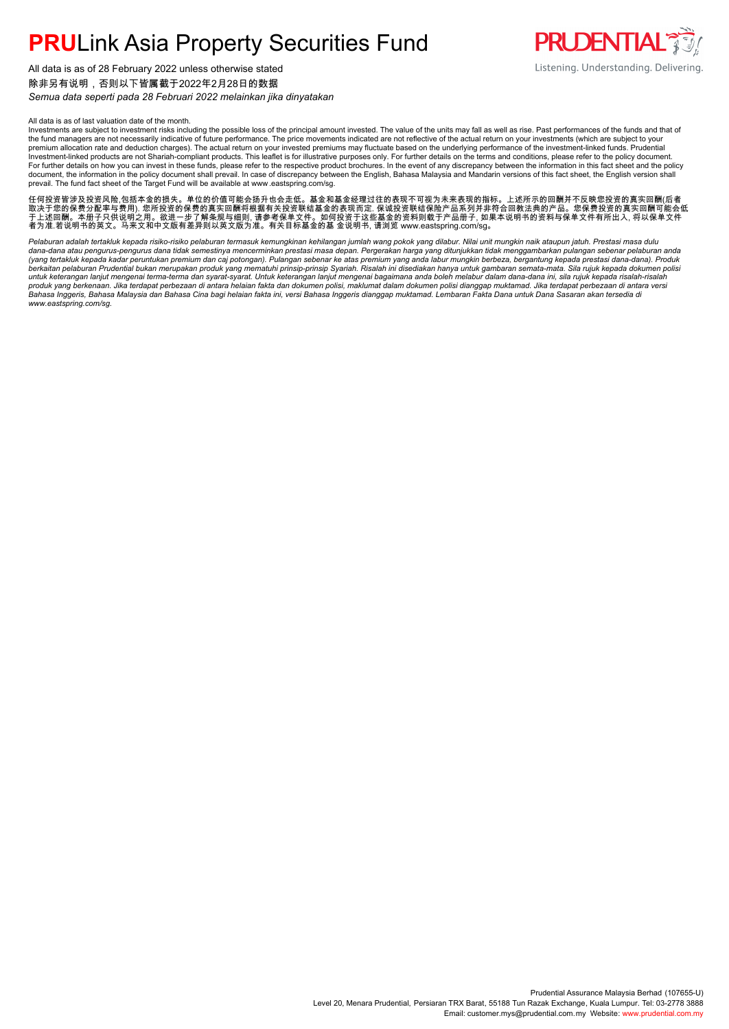# **PRU**Link Asia Property Securities Fund

All data is as of 28 February 2022 unless otherwise stated
除非另有说明，否则以下皆属截于2022年2月28日的数据
*Semua data seperti pada 28 Februari 2022 melainkan jika dinyatakan*

All data is as of last valuation date of the month.
Investments are subject to investment risks including the possible loss of the principal amount invested. The value of the units may fall as well as rise. Past performances of the funds and that of the fund managers are not necessarily indicative of future performance. The price movements indicated are not reflective of the actual return on your investments (which are subject to your premium allocation rate and deduction charges). The actual return on your invested premiums may fluctuate based on the underlying performance of the investment-linked funds. Prudential Investment-linked products are not Shariah-compliant products. This leaflet is for illustrative purposes only. For further details on the terms and conditions, please refer to the policy document. For further details on how you can invest in these funds, please refer to the respective product brochures. In the event of any discrepancy between the information in this fact sheet and the policy document, the information in the policy document shall prevail. In case of discrepancy between the English, Bahasa Malaysia and Mandarin versions of this fact sheet, the English version shall prevail. The fund fact sheet of the Target Fund will be available at www .eastspring.com/sg.

任何投资皆涉及投资风险,包括本金的损失。单位的价值可能会扬升也会走低。基金和基金经理过往的表现不可视为未来表现的指标。上述所示的回酬并不反映您投资的真实回酬(后者取决于您的保费分配率与费用). 您所投资的保费的真实回酬将根据有关投资联结基金的表现而定. 保诚投资联结保险产品系列并非符合回教法典的产品。您保费投资的真实回酬可能会低于上述回酬。本册子只供说明之用。欲进一步了解条规与细则, 请参考保单文件。如何投资于这些基金的资料则载于产品册子, 如果本说明书的资料与保单文件有所出入, 将以保单文件者为准.若说明书的英文。马来文和中文版有差异则以英文版为准。有关目标基金的基 金说明书, 请浏览 www.eastspring.com/sg。

*Pelaburan adalah tertakluk kepada risiko-risiko pelaburan termasuk kemungkinan kehilangan jumlah wang pokok yang dilabur. Nilai unit mungkin naik ataupun jatuh. Prestasi masa dulu dana-dana atau pengurus-pengurus dana tidak semestinya mencerminkan prestasi masa depan. Pergerakan harga yang ditunjukkan tidak menggambarkan pulangan sebenar pelaburan anda (yang tertakluk kepada kadar peruntukan premium dan caj potongan). Pulangan sebenar ke atas premium yang anda labur mungkin berbeza, bergantung kepada prestasi dana-dana). Produk berkaitan pelaburan Prudential bukan merupakan produk yang mematuhi prinsip-prinsip Syariah. Risalah ini disediakan hanya untuk gambaran semata-mata. Sila rujuk kepada dokumen polisi untuk keterangan lanjut mengenai terma-terma dan syarat-syarat. Untuk keterangan lanjut mengenai bagaimana anda boleh melabur dalam dana-dana ini, sila rujuk kepada risalah-risalah produk yang berkenaan. Jika terdapat perbezaan di antara helaian fakta dan dokumen polisi, maklumat dalam dokumen polisi dianggap muktamad. Jika terdapat perbezaan di antara versi Bahasa Inggeris, Bahasa Malaysia dan Bahasa Cina bagi helaian fakta ini, versi Bahasa Inggeris dianggap muktamad. Lembaran Fakta Dana untuk Dana Sasaran akan tersedia di www.eastspring.com/sg.*

Prudential Assurance Malaysia Berhad (107655-U)
Level 20, Menara Prudential, Persiaran TRX Barat, 55188 Tun Razak Exchange, Kuala Lumpur. Tel: 03-2778 3888
Email: customer.mys@prudential.com.my Website: www.prudential.com.my